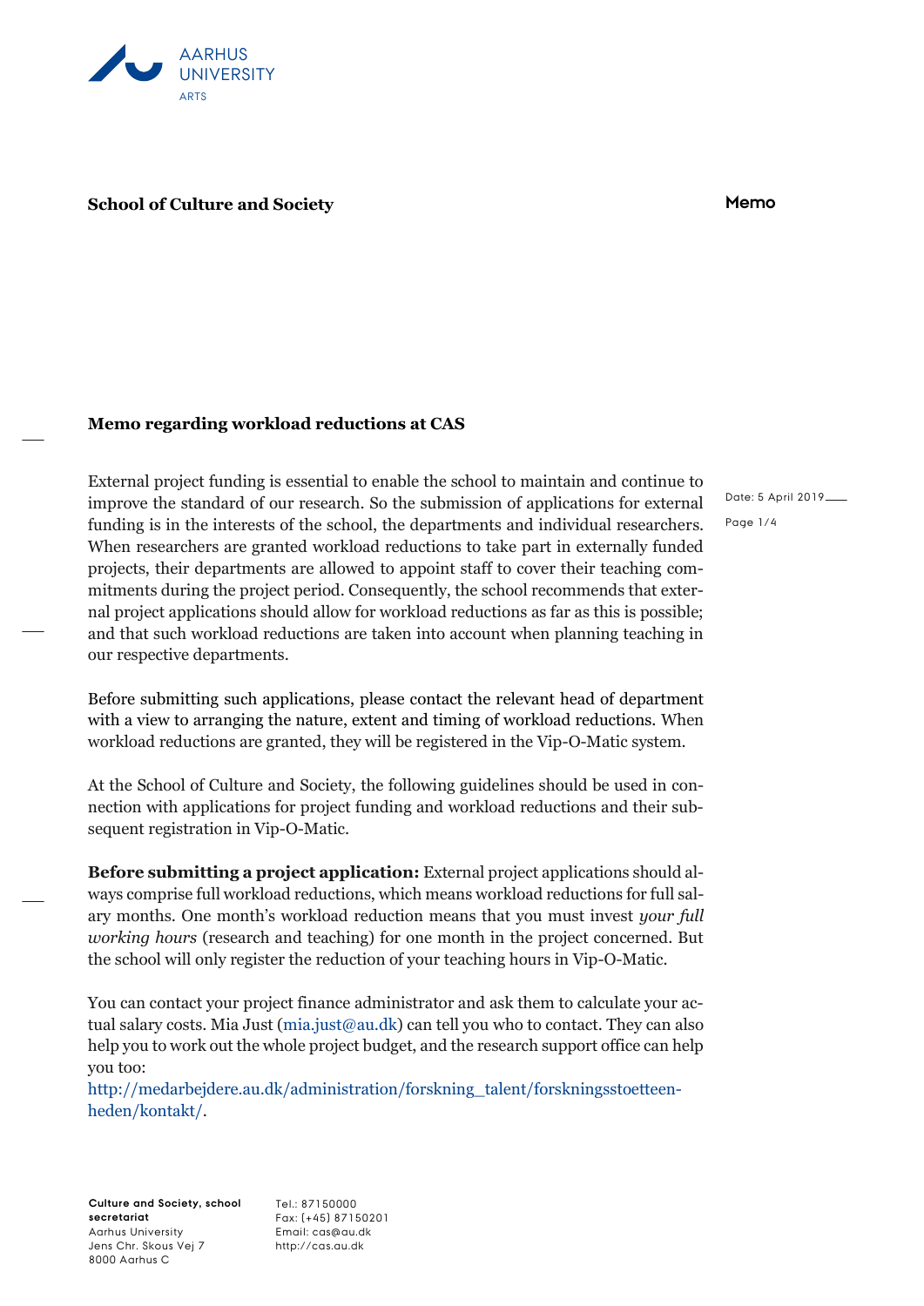AARHUS UNIVERSITY
ARTS

**School of Culture and Society**

**Memo**

Date: 5 April 2019

# Memo regarding workload reductions at CAS

External project funding is essential to enable the school to maintain and continue to improve the standard of our research. So the submission of applications for external funding is in the interests of the school, the departments and individual researchers. When researchers are granted workload reductions to take part in externally funded projects, their departments are allowed to appoint staff to cover their teaching commitments during the project period. Consequently, the school recommends that external project applications should allow for workload reductions as far as this is possible; and that such workload reductions are taken into account when planning teaching in our respective departments.

Before submitting such applications, please contact the relevant head of department with a view to arranging the nature, extent and timing of workload reductions. When workload reductions are granted, they will be registered in the Vip-O-Matic system.

At the School of Culture and Society, the following guidelines should be used in connection with applications for project funding and workload reductions and their subsequent registration in Vip-O-Matic.

**Before submitting a project application:** External project applications should always comprise full workload reductions, which means workload reductions for full salary months. One month's workload reduction means that you must invest *your full working hours* (research and teaching) for one month in the project concerned. But the school will only register the reduction of your teaching hours in Vip-O-Matic.

You can contact your project finance administrator and ask them to calculate your actual salary costs. Mia Just (mia.just@au.dk) can tell you who to contact. They can also help you to work out the whole project budget, and the research support office can help you too:
http://medarbejdere.au.dk/administration/forskning_talent/forskningsstoetteenheden/kontakt/.

**Culture and Society, school secretariat**
Aarhus University
Jens Chr. Skous Vej 7
8000 Aarhus C

Tel.: 87150000
Fax: (+45) 87150201
Email: cas@au.dk
http://cas.au.dk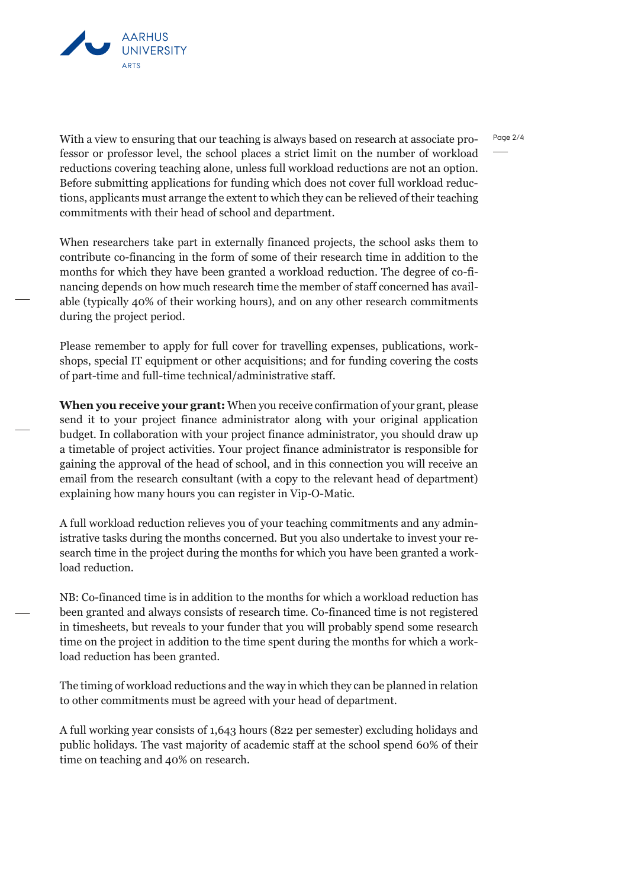With a view to ensuring that our teaching is always based on research at associate professor or professor level, the school places a strict limit on the number of workload reductions covering teaching alone, unless full workload reductions are not an option. Before submitting applications for funding which does not cover full workload reductions, applicants must arrange the extent to which they can be relieved of their teaching commitments with their head of school and department.

When researchers take part in externally financed projects, the school asks them to contribute co-financing in the form of some of their research time in addition to the months for which they have been granted a workload reduction. The degree of co-financing depends on how much research time the member of staff concerned has available (typically 40% of their working hours), and on any other research commitments during the project period.

Please remember to apply for full cover for travelling expenses, publications, workshops, special IT equipment or other acquisitions; and for funding covering the costs of part-time and full-time technical/administrative staff.

**When you receive your grant:** When you receive confirmation of your grant, please send it to your project finance administrator along with your original application budget. In collaboration with your project finance administrator, you should draw up a timetable of project activities. Your project finance administrator is responsible for gaining the approval of the head of school, and in this connection you will receive an email from the research consultant (with a copy to the relevant head of department) explaining how many hours you can register in Vip-O-Matic.

A full workload reduction relieves you of your teaching commitments and any administrative tasks during the months concerned. But you also undertake to invest your research time in the project during the months for which you have been granted a workload reduction.

NB: Co-financed time is in addition to the months for which a workload reduction has been granted and always consists of research time. Co-financed time is not registered in timesheets, but reveals to your funder that you will probably spend some research time on the project in addition to the time spent during the months for which a workload reduction has been granted.

The timing of workload reductions and the way in which they can be planned in relation to other commitments must be agreed with your head of department.

A full working year consists of 1,643 hours (822 per semester) excluding holidays and public holidays. The vast majority of academic staff at the school spend 60% of their time on teaching and 40% on research.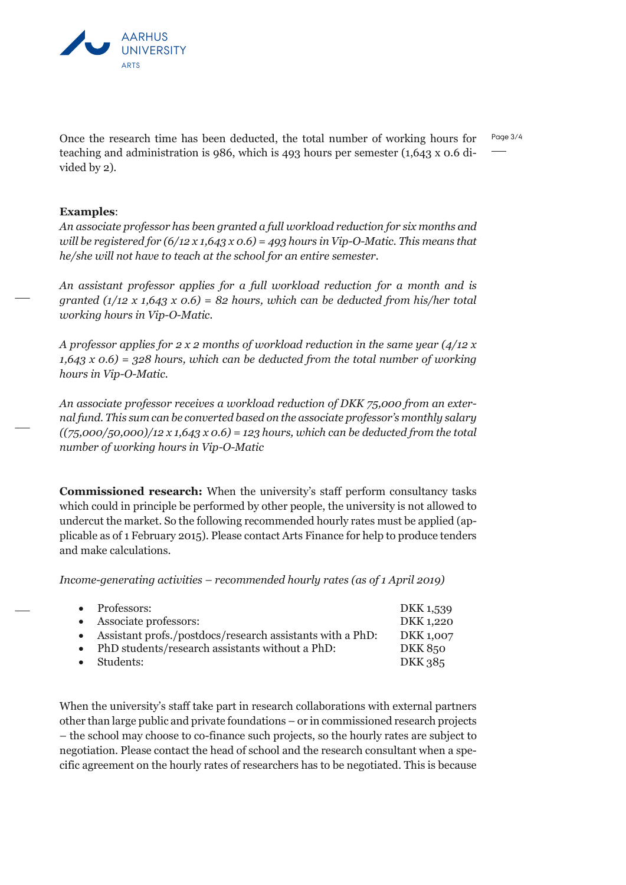Once the research time has been deducted, the total number of working hours for teaching and administration is 986, which is 493 hours per semester (1,643 x 0.6 divided by 2).

**Examples**:

*An associate professor has been granted a full workload reduction for six months and will be registered for (6/12 x 1,643 x 0.6) = 493 hours in Vip-O-Matic. This means that he/she will not have to teach at the school for an entire semester.*

*An assistant professor applies for a full workload reduction for a month and is granted (1/12 x 1,643 x 0.6) = 82 hours, which can be deducted from his/her total working hours in Vip-O-Matic.*

*A professor applies for 2 x 2 months of workload reduction in the same year (4/12 x 1,643 x 0.6) = 328 hours, which can be deducted from the total number of working hours in Vip-O-Matic.*

*An associate professor receives a workload reduction of DKK 75,000 from an external fund. This sum can be converted based on the associate professor's monthly salary ((75,000/50,000)/12 x 1,643 x 0.6) = 123 hours, which can be deducted from the total number of working hours in Vip-O-Matic*

**Commissioned research:** When the university's staff perform consultancy tasks which could in principle be performed by other people, the university is not allowed to undercut the market. So the following recommended hourly rates must be applied (applicable as of 1 February 2015). Please contact Arts Finance for help to produce tenders and make calculations.

*Income-generating activities – recommended hourly rates (as of 1 April 2019)*

- Professors: DKK 1,539
- Associate professors: DKK 1,220
- Assistant profs./postdocs/research assistants with a PhD: DKK 1,007
- PhD students/research assistants without a PhD: DKK 850
- Students: DKK 385

When the university's staff take part in research collaborations with external partners other than large public and private foundations – or in commissioned research projects – the school may choose to co-finance such projects, so the hourly rates are subject to negotiation. Please contact the head of school and the research consultant when a specific agreement on the hourly rates of researchers has to be negotiated. This is because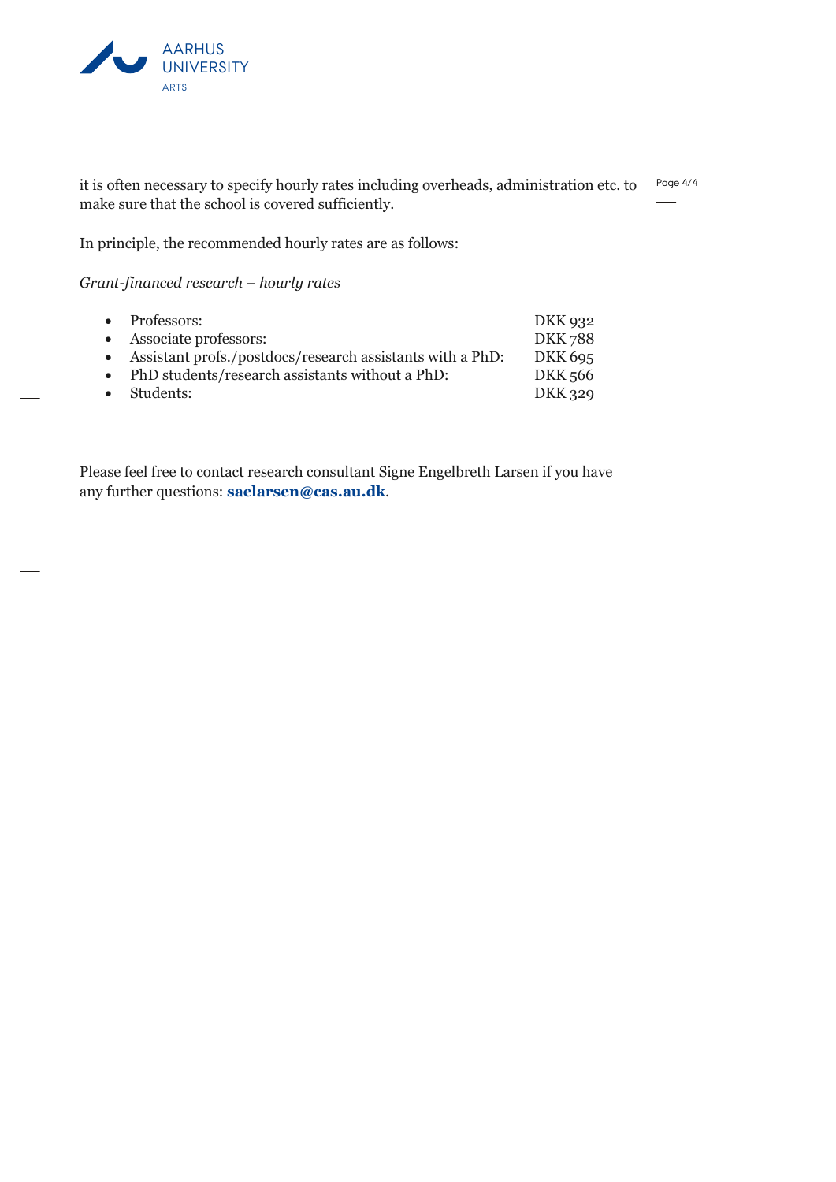it is often necessary to specify hourly rates including overheads, administration etc. to make sure that the school is covered sufficiently.

In principle, the recommended hourly rates are as follows:

*Grant-financed research – hourly rates*

- Professors: DKK 932
- Associate professors: DKK 788
- Assistant profs./postdocs/research assistants with a PhD: DKK 695
- PhD students/research assistants without a PhD: DKK 566
- Students: DKK 329

Please feel free to contact research consultant Signe Engelbreth Larsen if you have any further questions: **saelarsen@cas.au.dk**.